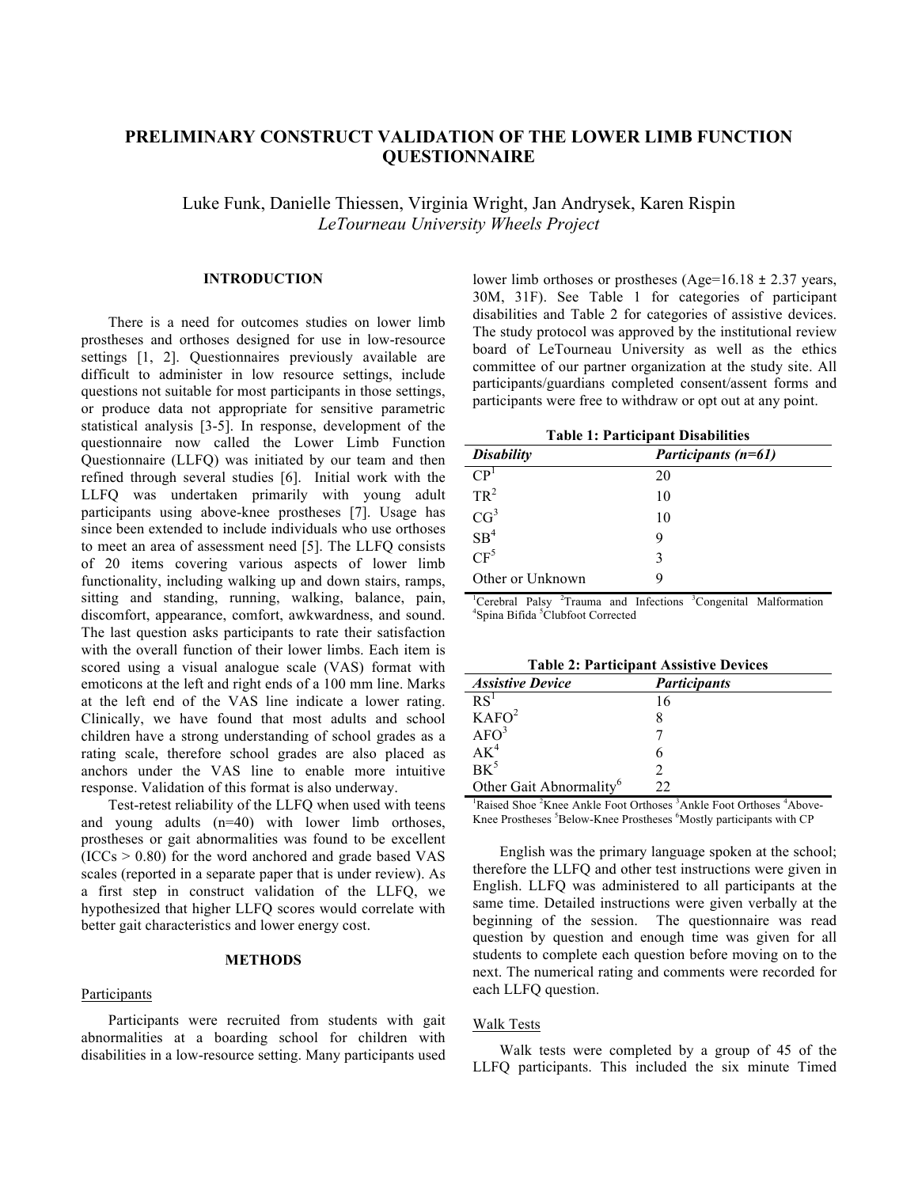# PRELIMINARY CONSTRUCT VALIDATION OF THE LOWER LIMB FUNCTION QUESTIONNAIRE

Luke Funk, Danielle Thiessen, Virginia Wright, Jan Andrysek, Karen Rispin
*LeTourneau University Wheels Project*

## INTRODUCTION

There is a need for outcomes studies on lower limb prostheses and orthoses designed for use in low-resource settings [1, 2]. Questionnaires previously available are difficult to administer in low resource settings, include questions not suitable for most participants in those settings, or produce data not appropriate for sensitive parametric statistical analysis [3-5]. In response, development of the questionnaire now called the Lower Limb Function Questionnaire (LLFQ) was initiated by our team and then refined through several studies [6]. Initial work with the LLFQ was undertaken primarily with young adult participants using above-knee prostheses [7]. Usage has since been extended to include individuals who use orthoses to meet an area of assessment need [5]. The LLFQ consists of 20 items covering various aspects of lower limb functionality, including walking up and down stairs, ramps, sitting and standing, running, walking, balance, pain, discomfort, appearance, comfort, awkwardness, and sound. The last question asks participants to rate their satisfaction with the overall function of their lower limbs. Each item is scored using a visual analogue scale (VAS) format with emoticons at the left and right ends of a 100 mm line. Marks at the left end of the VAS line indicate a lower rating. Clinically, we have found that most adults and school children have a strong understanding of school grades as a rating scale, therefore school grades are also placed as anchors under the VAS line to enable more intuitive response. Validation of this format is also underway.

Test-retest reliability of the LLFQ when used with teens and young adults (n=40) with lower limb orthoses, prostheses or gait abnormalities was found to be excellent (ICCs > 0.80) for the word anchored and grade based VAS scales (reported in a separate paper that is under review). As a first step in construct validation of the LLFQ, we hypothesized that higher LLFQ scores would correlate with better gait characteristics and lower energy cost.

## METHODS

### Participants

Participants were recruited from students with gait abnormalities at a boarding school for children with disabilities in a low-resource setting. Many participants used lower limb orthoses or prostheses (Age=16.18 ± 2.37 years, 30M, 31F). See Table 1 for categories of participant disabilities and Table 2 for categories of assistive devices. The study protocol was approved by the institutional review board of LeTourneau University as well as the ethics committee of our partner organization at the study site. All participants/guardians completed consent/assent forms and participants were free to withdraw or opt out at any point.

**Table 1: Participant Disabilities**

| *Disability* | *Participants (n=61)* |
|---|---|
| CP[1] | 20 |
| TR[2] | 10 |
| CG[3] | 10 |
| SB[4] | 9 |
| CF[5] | 3 |
| Other or Unknown | 9 |

[1]Cerebral Palsy [2]Trauma and Infections [3]Congenital Malformation [4]Spina Bifida [5]Clubfoot Corrected

**Table 2: Participant Assistive Devices**

| *Assistive Device* | *Participants* |
|---|---|
| RS[1] | 16 |
| KAFO[2] | 8 |
| AFO[3] | 7 |
| AK[4] | 6 |
| BK[5] | 2 |
| Other Gait Abnormality[6] | 22 |

[1]Raised Shoe [2]Knee Ankle Foot Orthoses [3]Ankle Foot Orthoses [4]Above-Knee Prostheses [5]Below-Knee Prostheses [6]Mostly participants with CP

English was the primary language spoken at the school; therefore the LLFQ and other test instructions were given in English. LLFQ was administered to all participants at the same time. Detailed instructions were given verbally at the beginning of the session. The questionnaire was read question by question and enough time was given for all students to complete each question before moving on to the next. The numerical rating and comments were recorded for each LLFQ question.

### Walk Tests

Walk tests were completed by a group of 45 of the LLFQ participants. This included the six minute Timed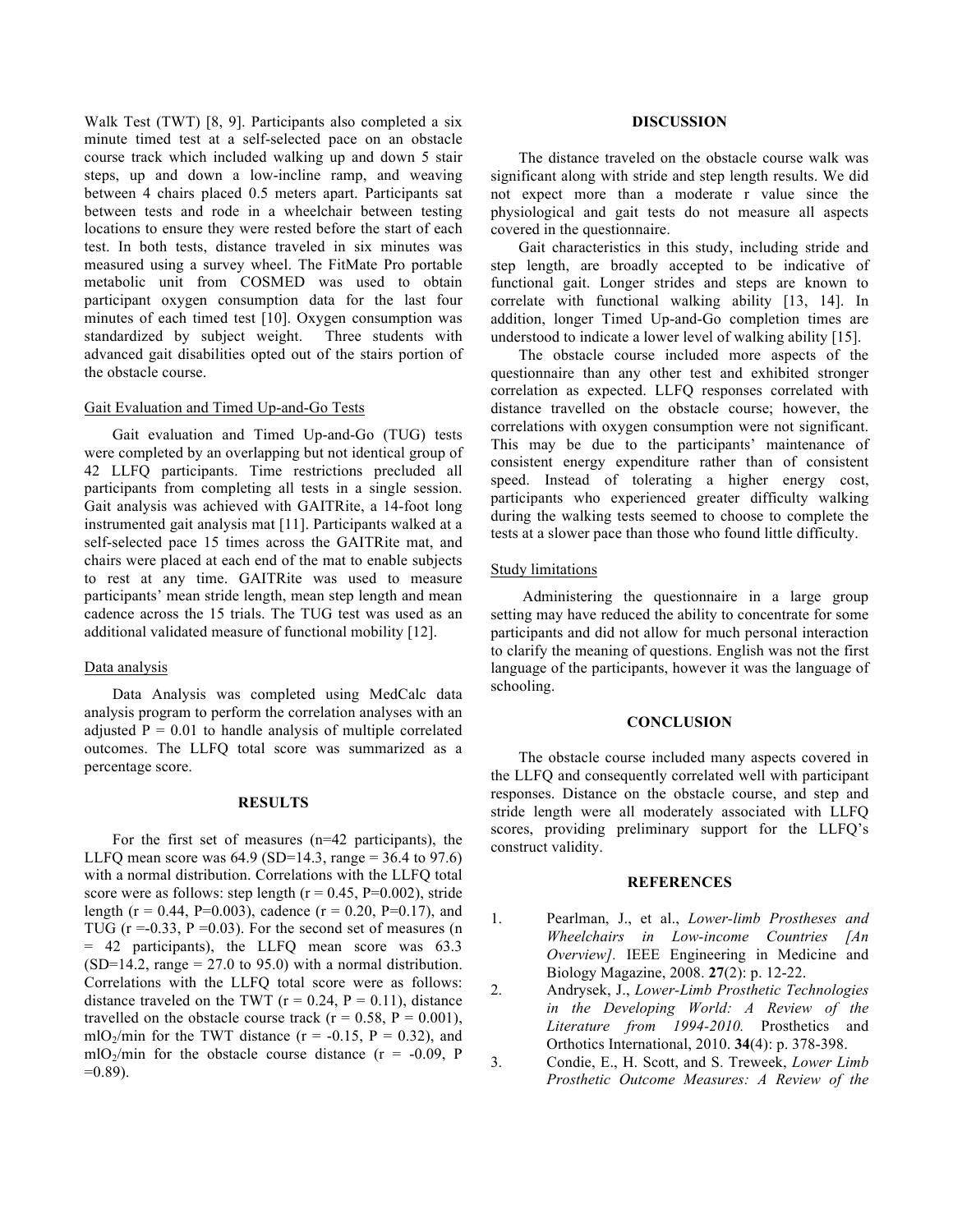Walk Test (TWT) [8, 9]. Participants also completed a six minute timed test at a self-selected pace on an obstacle course track which included walking up and down 5 stair steps, up and down a low-incline ramp, and weaving between 4 chairs placed 0.5 meters apart. Participants sat between tests and rode in a wheelchair between testing locations to ensure they were rested before the start of each test. In both tests, distance traveled in six minutes was measured using a survey wheel. The FitMate Pro portable metabolic unit from COSMED was used to obtain participant oxygen consumption data for the last four minutes of each timed test [10]. Oxygen consumption was standardized by subject weight. Three students with advanced gait disabilities opted out of the stairs portion of the obstacle course.

### Gait Evaluation and Timed Up-and-Go Tests

Gait evaluation and Timed Up-and-Go (TUG) tests were completed by an overlapping but not identical group of 42 LLFQ participants. Time restrictions precluded all participants from completing all tests in a single session. Gait analysis was achieved with GAITRite, a 14-foot long instrumented gait analysis mat [11]. Participants walked at a self-selected pace 15 times across the GAITRite mat, and chairs were placed at each end of the mat to enable subjects to rest at any time. GAITRite was used to measure participants' mean stride length, mean step length and mean cadence across the 15 trials. The TUG test was used as an additional validated measure of functional mobility [12].

### Data analysis

Data Analysis was completed using MedCalc data analysis program to perform the correlation analyses with an adjusted $P = 0.01$ to handle analysis of multiple correlated outcomes. The LLFQ total score was summarized as a percentage score.

## RESULTS

For the first set of measures (n=42 participants), the LLFQ mean score was 64.9 (SD=14.3, range = 36.4 to 97.6) with a normal distribution. Correlations with the LLFQ total score were as follows: step length ($r = 0.45$, $P=0.002$), stride length ($r = 0.44$, $P=0.003$), cadence ($r = 0.20$, $P=0.17$), and TUG ($r =-0.33$, $P =0.03$). For the second set of measures (n = 42 participants), the LLFQ mean score was 63.3 (SD=14.2, range = 27.0 to 95.0) with a normal distribution. Correlations with the LLFQ total score were as follows: distance traveled on the TWT ($r = 0.24$, $P = 0.11$), distance travelled on the obstacle course track ($r = 0.58$, $P = 0.001$), $mlO_2$/min for the TWT distance ($r = -0.15$, $P = 0.32$), and $mlO_2$/min for the obstacle course distance ($r = -0.09$, $P =0.89$).

## DISCUSSION

The distance traveled on the obstacle course walk was significant along with stride and step length results. We did not expect more than a moderate r value since the physiological and gait tests do not measure all aspects covered in the questionnaire.

Gait characteristics in this study, including stride and step length, are broadly accepted to be indicative of functional gait. Longer strides and steps are known to correlate with functional walking ability [13, 14]. In addition, longer Timed Up-and-Go completion times are understood to indicate a lower level of walking ability [15].

The obstacle course included more aspects of the questionnaire than any other test and exhibited stronger correlation as expected. LLFQ responses correlated with distance travelled on the obstacle course; however, the correlations with oxygen consumption were not significant. This may be due to the participants' maintenance of consistent energy expenditure rather than of consistent speed. Instead of tolerating a higher energy cost, participants who experienced greater difficulty walking during the walking tests seemed to choose to complete the tests at a slower pace than those who found little difficulty.

### Study limitations

Administering the questionnaire in a large group setting may have reduced the ability to concentrate for some participants and did not allow for much personal interaction to clarify the meaning of questions. English was not the first language of the participants, however it was the language of schooling.

## CONCLUSION

The obstacle course included many aspects covered in the LLFQ and consequently correlated well with participant responses. Distance on the obstacle course, and step and stride length were all moderately associated with LLFQ scores, providing preliminary support for the LLFQ's construct validity.

## REFERENCES

1. Pearlman, J., et al., *Lower-limb Prostheses and Wheelchairs in Low-income Countries [An Overview].* IEEE Engineering in Medicine and Biology Magazine, 2008. **27**(2): p. 12-22.
2. Andrysek, J., *Lower-Limb Prosthetic Technologies in the Developing World: A Review of the Literature from 1994-2010.* Prosthetics and Orthotics International, 2010. **34**(4): p. 378-398.
3. Condie, E., H. Scott, and S. Treweek, *Lower Limb Prosthetic Outcome Measures: A Review of the*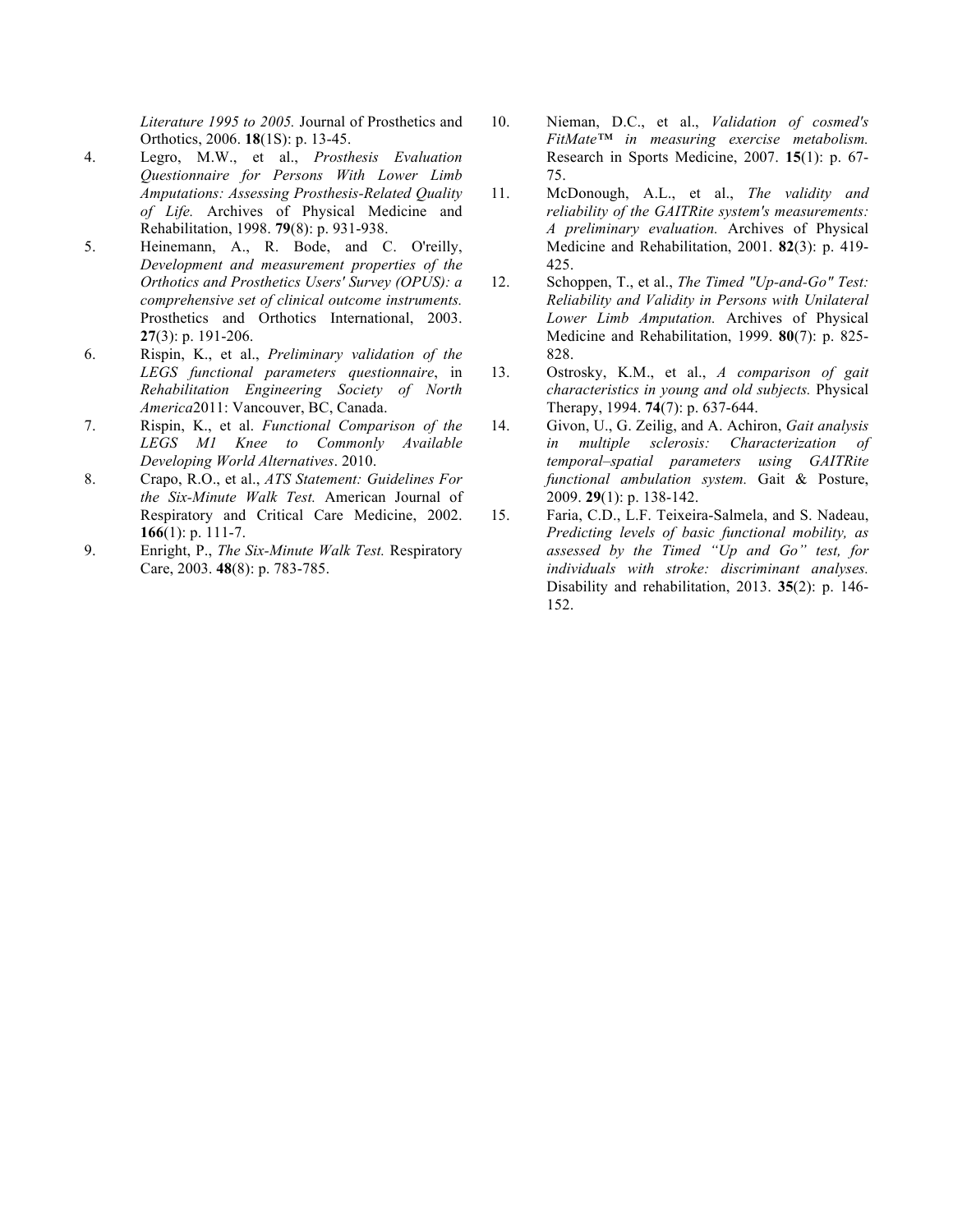*Literature 1995 to 2005.* Journal of Prosthetics and Orthotics, 2006. **18**(1S): p. 13-45.

4. Legro, M.W., et al., *Prosthesis Evaluation Questionnaire for Persons With Lower Limb Amputations: Assessing Prosthesis-Related Quality of Life.* Archives of Physical Medicine and Rehabilitation, 1998. **79**(8): p. 931-938.
5. Heinemann, A., R. Bode, and C. O'reilly, *Development and measurement properties of the Orthotics and Prosthetics Users' Survey (OPUS): a comprehensive set of clinical outcome instruments.* Prosthetics and Orthotics International, 2003. **27**(3): p. 191-206.
6. Rispin, K., et al., *Preliminary validation of the LEGS functional parameters questionnaire*, in *Rehabilitation Engineering Society of North America*2011: Vancouver, BC, Canada.
7. Rispin, K., et al. *Functional Comparison of the LEGS M1 Knee to Commonly Available Developing World Alternatives*. 2010.
8. Crapo, R.O., et al., *ATS Statement: Guidelines For the Six-Minute Walk Test.* American Journal of Respiratory and Critical Care Medicine, 2002. **166**(1): p. 111-7.
9. Enright, P., *The Six-Minute Walk Test.* Respiratory Care, 2003. **48**(8): p. 783-785.
10. Nieman, D.C., et al., *Validation of cosmed's FitMate™ in measuring exercise metabolism.* Research in Sports Medicine, 2007. **15**(1): p. 67-75.
11. McDonough, A.L., et al., *The validity and reliability of the GAITRite system's measurements: A preliminary evaluation.* Archives of Physical Medicine and Rehabilitation, 2001. **82**(3): p. 419-425.
12. Schoppen, T., et al., *The Timed "Up-and-Go" Test: Reliability and Validity in Persons with Unilateral Lower Limb Amputation.* Archives of Physical Medicine and Rehabilitation, 1999. **80**(7): p. 825-828.
13. Ostrosky, K.M., et al., *A comparison of gait characteristics in young and old subjects.* Physical Therapy, 1994. **74**(7): p. 637-644.
14. Givon, U., G. Zeilig, and A. Achiron, *Gait analysis in multiple sclerosis: Characterization of temporal–spatial parameters using GAITRite functional ambulation system.* Gait & Posture, 2009. **29**(1): p. 138-142.
15. Faria, C.D., L.F. Teixeira-Salmela, and S. Nadeau, *Predicting levels of basic functional mobility, as assessed by the Timed "Up and Go" test, for individuals with stroke: discriminant analyses.* Disability and rehabilitation, 2013. **35**(2): p. 146-152.